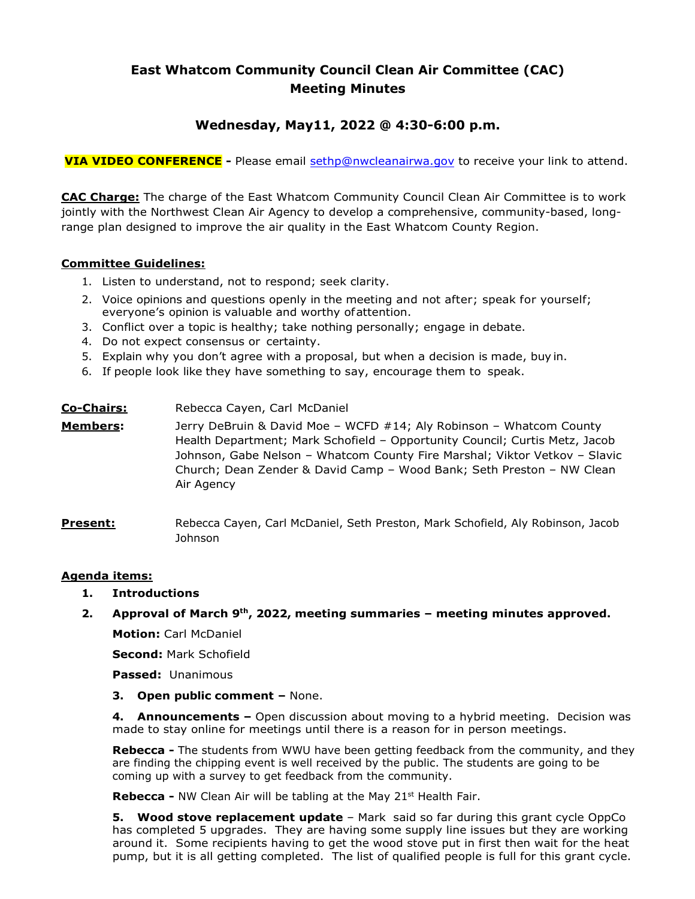# East Whatcom Community Council Clean Air Committee (CAC)
# Meeting Minutes

## Wednesday, May11, 2022 @ 4:30-6:00 p.m.

**VIA VIDEO CONFERENCE -** Please email sethp@nwcleanairwa.gov to receive your link to attend.

**CAC Charge:** The charge of the East Whatcom Community Council Clean Air Committee is to work jointly with the Northwest Clean Air Agency to develop a comprehensive, community-based, long-range plan designed to improve the air quality in the East Whatcom County Region.

**Committee Guidelines:**

1. Listen to understand, not to respond; seek clarity.
2. Voice opinions and questions openly in the meeting and not after; speak for yourself; everyone's opinion is valuable and worthy of attention.
3. Conflict over a topic is healthy; take nothing personally; engage in debate.
4. Do not expect consensus or certainty.
5. Explain why you don't agree with a proposal, but when a decision is made, buy in.
6. If people look like they have something to say, encourage them to speak.

**Co-Chairs:** Rebecca Cayen, Carl McDaniel

**Members:** Jerry DeBruin & David Moe – WCFD #14; Aly Robinson – Whatcom County Health Department; Mark Schofield – Opportunity Council; Curtis Metz, Jacob Johnson, Gabe Nelson – Whatcom County Fire Marshal; Viktor Vetkov – Slavic Church; Dean Zender & David Camp – Wood Bank; Seth Preston – NW Clean Air Agency

**Present:** Rebecca Cayen, Carl McDaniel, Seth Preston, Mark Schofield, Aly Robinson, Jacob Johnson

**Agenda items:**

1. **Introductions**
2. **Approval of March 9th, 2022, meeting summaries – meeting minutes approved.**

   **Motion:** Carl McDaniel

   **Second:** Mark Schofield

   **Passed:** Unanimous

3. **Open public comment –** None.
4. **Announcements –** Open discussion about moving to a hybrid meeting. Decision was made to stay online for meetings until there is a reason for in person meetings.

   **Rebecca -** The students from WWU have been getting feedback from the community, and they are finding the chipping event is well received by the public. The students are going to be coming up with a survey to get feedback from the community.

   **Rebecca -** NW Clean Air will be tabling at the May 21st Health Fair.

5. **Wood stove replacement update** – Mark said so far during this grant cycle OppCo has completed 5 upgrades. They are having some supply line issues but they are working around it. Some recipients having to get the wood stove put in first then wait for the heat pump, but it is all getting completed. The list of qualified people is full for this grant cycle.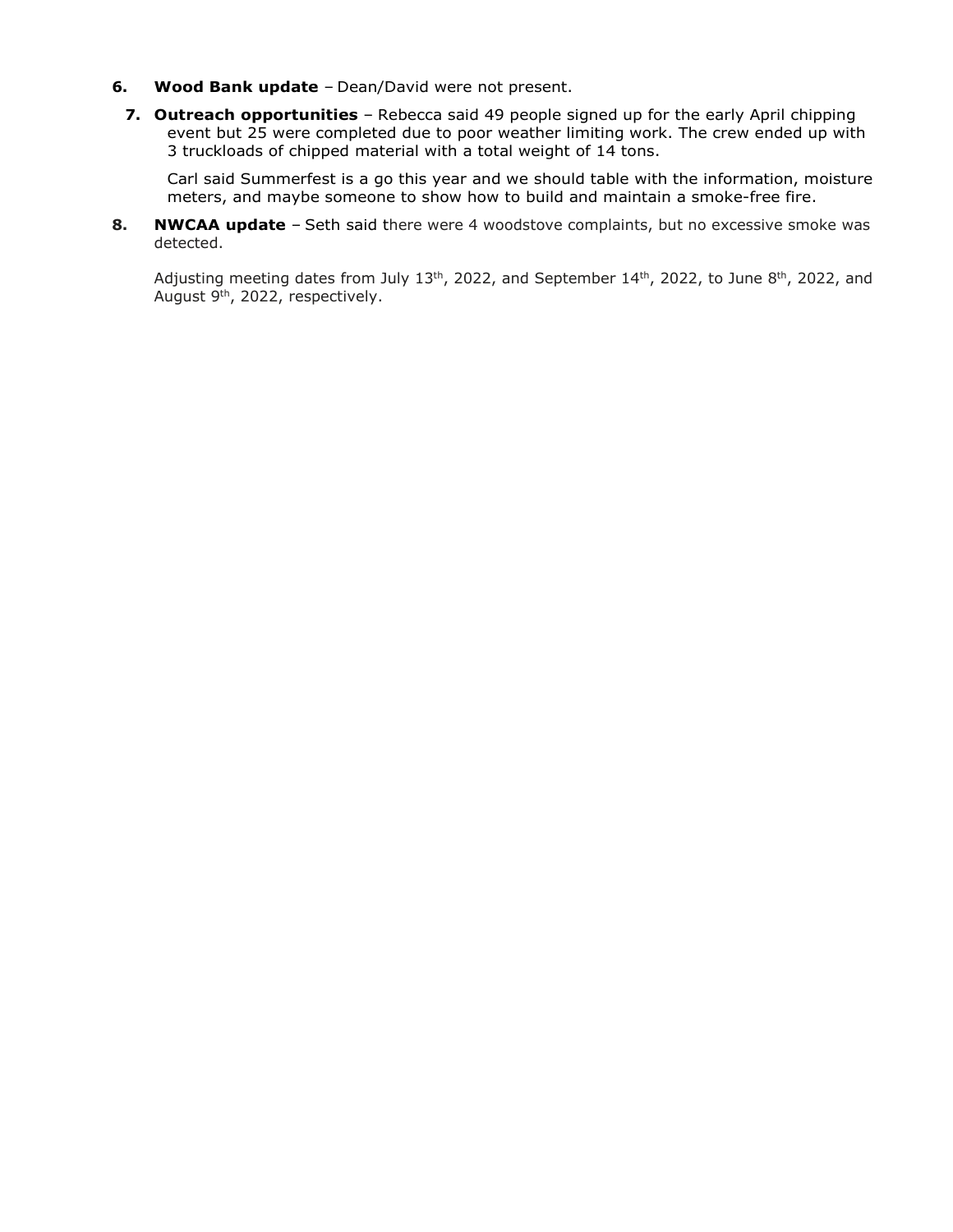6. **Wood Bank update** – Dean/David were not present.

7. **Outreach opportunities** – Rebecca said 49 people signed up for the early April chipping event but 25 were completed due to poor weather limiting work. The crew ended up with 3 truckloads of chipped material with a total weight of 14 tons.

   Carl said Summerfest is a go this year and we should table with the information, moisture meters, and maybe someone to show how to build and maintain a smoke-free fire.

8. **NWCAA update** – Seth said there were 4 woodstove complaints, but no excessive smoke was detected.

   Adjusting meeting dates from July 13th, 2022, and September 14th, 2022, to June 8th, 2022, and August 9th, 2022, respectively.